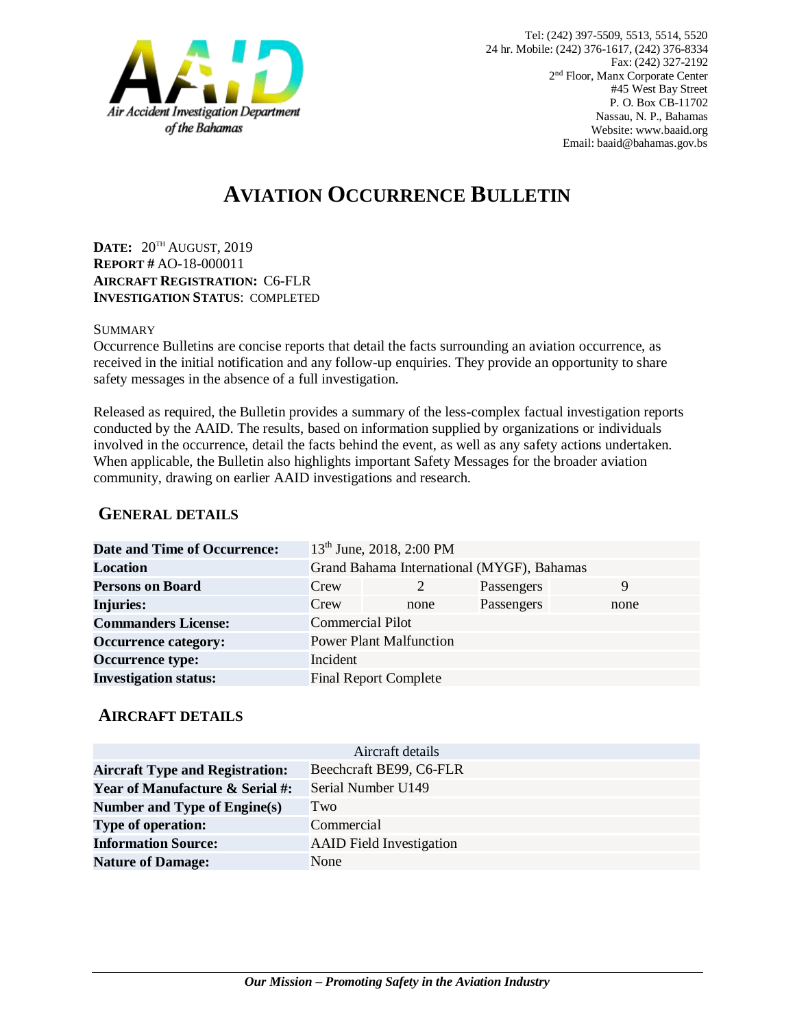Air Accident Investigation Department of the Bahamas

Tel: (242) 397-5509, 5513, 5514, 5520
24 hr. Mobile: (242) 376-1617, (242) 376-8334
Fax: (242) 327-2192
2nd Floor, Manx Corporate Center
#45 West Bay Street
P. O. Box CB-11702
Nassau, N. P., Bahamas
Website: www.baaid.org
Email: baaid@bahamas.gov.bs

# AVIATION OCCURRENCE BULLETIN

**DATE:** 20TH AUGUST, 2019
**REPORT #** AO-18-000011
**AIRCRAFT REGISTRATION:** C6-FLR
**INVESTIGATION STATUS**: COMPLETED

SUMMARY

Occurrence Bulletins are concise reports that detail the facts surrounding an aviation occurrence, as received in the initial notification and any follow-up enquiries. They provide an opportunity to share safety messages in the absence of a full investigation.

Released as required, the Bulletin provides a summary of the less-complex factual investigation reports conducted by the AAID. The results, based on information supplied by organizations or individuals involved in the occurrence, detail the facts behind the event, as well as any safety actions undertaken. When applicable, the Bulletin also highlights important Safety Messages for the broader aviation community, drawing on earlier AAID investigations and research.

## GENERAL DETAILS

| | | | | |
|---|---|---|---|---|
| **Date and Time of Occurrence:** | 13th June, 2018, 2:00 PM | | | |
| **Location** | Grand Bahama International (MYGF), Bahamas | | | |
| **Persons on Board** | Crew | 2 | Passengers | 9 |
| **Injuries:** | Crew | none | Passengers | none |
| **Commanders License:** | Commercial Pilot | | | |
| **Occurrence category:** | Power Plant Malfunction | | | |
| **Occurrence type:** | Incident | | | |
| **Investigation status:** | Final Report Complete | | | |

## AIRCRAFT DETAILS

| Aircraft details | |
|---|---|
| **Aircraft Type and Registration:** | Beechcraft BE99, C6-FLR |
| **Year of Manufacture & Serial #:** | Serial Number U149 |
| **Number and Type of Engine(s)** | Two |
| **Type of operation:** | Commercial |
| **Information Source:** | AAID Field Investigation |
| **Nature of Damage:** | None |

***Our Mission – Promoting Safety in the Aviation Industry***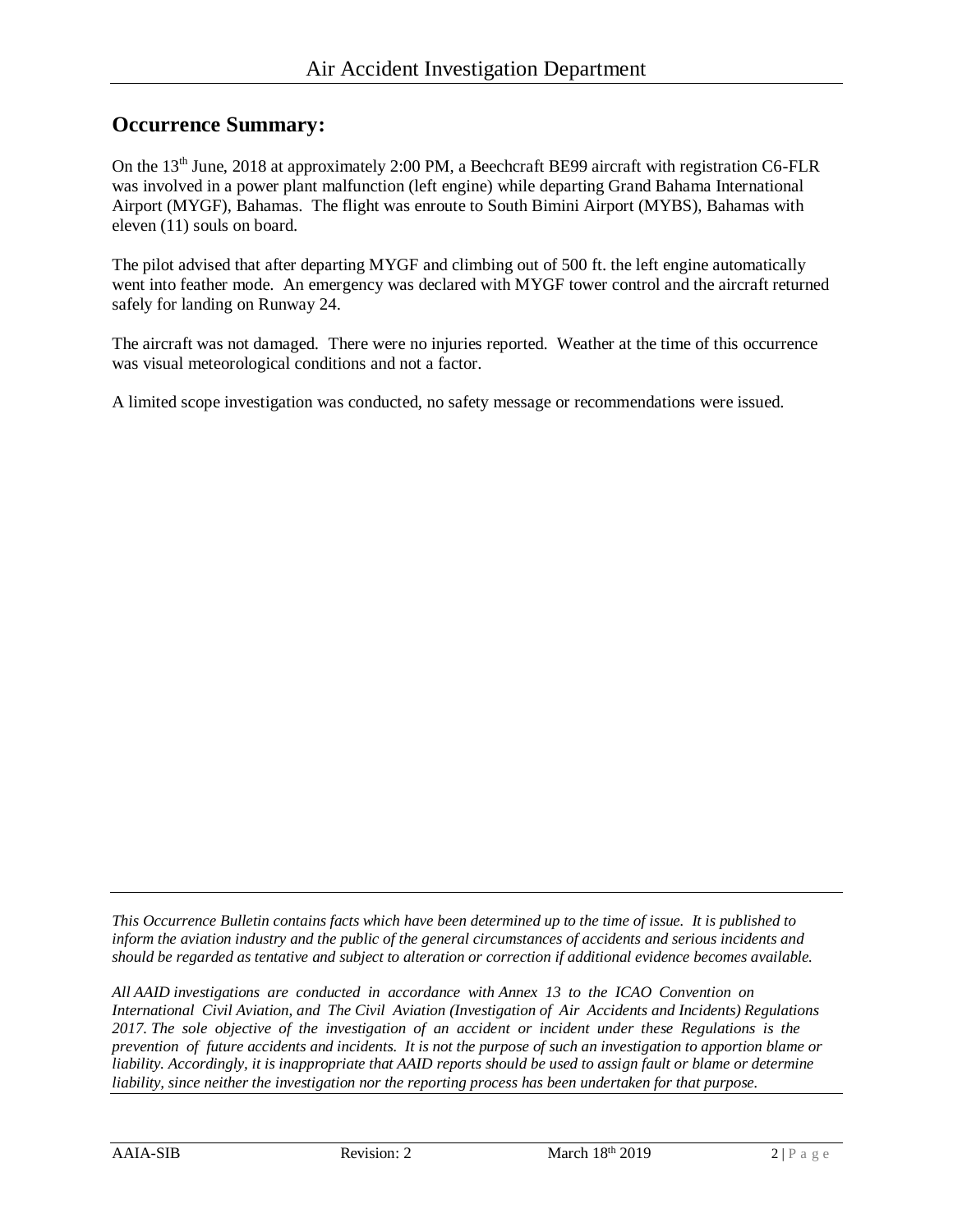## Occurrence Summary:

On the 13th June, 2018 at approximately 2:00 PM, a Beechcraft BE99 aircraft with registration C6-FLR was involved in a power plant malfunction (left engine) while departing Grand Bahama International Airport (MYGF), Bahamas. The flight was enroute to South Bimini Airport (MYBS), Bahamas with eleven (11) souls on board.

The pilot advised that after departing MYGF and climbing out of 500 ft. the left engine automatically went into feather mode. An emergency was declared with MYGF tower control and the aircraft returned safely for landing on Runway 24.

The aircraft was not damaged. There were no injuries reported. Weather at the time of this occurrence was visual meteorological conditions and not a factor.

A limited scope investigation was conducted, no safety message or recommendations were issued.

---

*This Occurrence Bulletin contains facts which have been determined up to the time of issue. It is published to inform the aviation industry and the public of the general circumstances of accidents and serious incidents and should be regarded as tentative and subject to alteration or correction if additional evidence becomes available.*

*All AAID investigations are conducted in accordance with Annex 13 to the ICAO Convention on International Civil Aviation, and The Civil Aviation (Investigation of Air Accidents and Incidents) Regulations 2017. The sole objective of the investigation of an accident or incident under these Regulations is the prevention of future accidents and incidents. It is not the purpose of such an investigation to apportion blame or liability. Accordingly, it is inappropriate that AAID reports should be used to assign fault or blame or determine liability, since neither the investigation nor the reporting process has been undertaken for that purpose.*